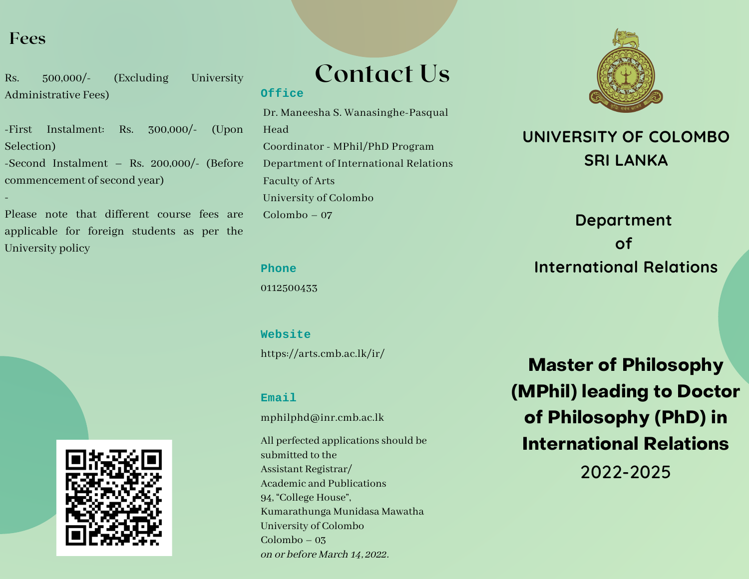## Fees

Rs. 500,000/- (Excluding University Administrative Fees)

-First Instalment: Rs. 300,000/- (Upon Selection)
-Second Instalment – Rs. 200,000/- (Before commencement of second year)
-
Please note that different course fees are applicable for foreign students as per the University policy

# Contact Us

**Office**

Dr. Maneesha S. Wanasinghe-Pasqual
Head
Coordinator - MPhil/PhD Program
Department of International Relations
Faculty of Arts
University of Colombo
Colombo – 07

**Phone**

0112500433

**Website**

https://arts.cmb.ac.lk/ir/

**Email**

mphilphd@inr.cmb.ac.lk

All perfected applications should be submitted to the
Assistant Registrar/
Academic and Publications
94, "College House",
Kumarathunga Munidasa Mawatha
University of Colombo
Colombo – 03
*on or before March 14, 2022.*

# UNIVERSITY OF COLOMBO SRI LANKA

## Department of International Relations

# Master of Philosophy (MPhil) leading to Doctor of Philosophy (PhD) in International Relations

2022-2025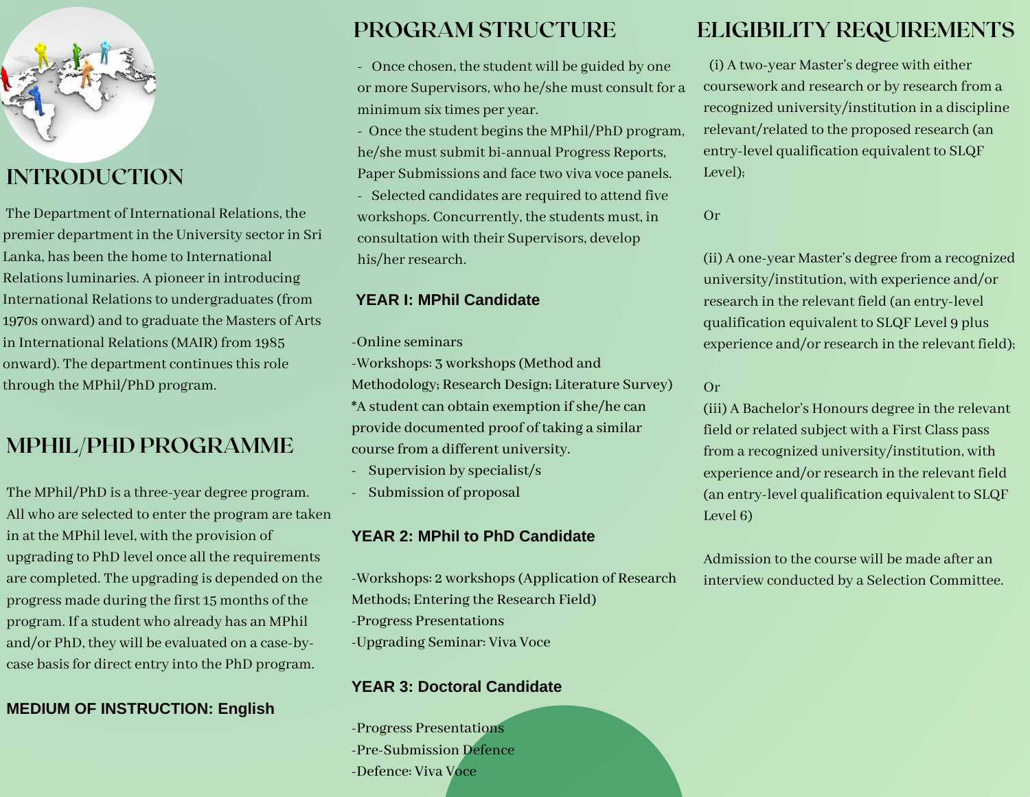## INTRODUCTION

The Department of International Relations, the premier department in the University sector in Sri Lanka, has been the home to International Relations luminaries. A pioneer in introducing International Relations to undergraduates (from 1970s onward) and to graduate the Masters of Arts in International Relations (MAIR) from 1985 onward). The department continues this role through the MPhil/PhD program.

## MPHIL/PHD PROGRAMME

The MPhil/PhD is a three-year degree program. All who are selected to enter the program are taken in at the MPhil level, with the provision of upgrading to PhD level once all the requirements are completed. The upgrading is depended on the progress made during the first 15 months of the program. If a student who already has an MPhil and/or PhD, they will be evaluated on a case-by-case basis for direct entry into the PhD program.

**MEDIUM OF INSTRUCTION: English**

## PROGRAM STRUCTURE

- Once chosen, the student will be guided by one or more Supervisors, who he/she must consult for a minimum six times per year.
- Once the student begins the MPhil/PhD program, he/she must submit bi-annual Progress Reports, Paper Submissions and face two viva voce panels.
- Selected candidates are required to attend five workshops. Concurrently, the students must, in consultation with their Supervisors, develop his/her research.

### YEAR I: MPhil Candidate

-Online seminars
-Workshops: 3 workshops (Method and Methodology; Research Design; Literature Survey)
*A student can obtain exemption if she/he can provide documented proof of taking a similar course from a different university.

- Supervision by specialist/s
- Submission of proposal

### YEAR 2: MPhil to PhD Candidate

-Workshops: 2 workshops (Application of Research Methods; Entering the Research Field)
-Progress Presentations
-Upgrading Seminar: Viva Voce

### YEAR 3: Doctoral Candidate

-Progress Presentations
-Pre-Submission Defence
-Defence: Viva Voce

## ELIGIBILITY REQUIREMENTS

(i) A two-year Master's degree with either coursework and research or by research from a recognized university/institution in a discipline relevant/related to the proposed research (an entry-level qualification equivalent to SLQF Level);

Or

(ii) A one-year Master's degree from a recognized university/institution, with experience and/or research in the relevant field (an entry-level qualification equivalent to SLQF Level 9 plus experience and/or research in the relevant field);

Or

(iii) A Bachelor's Honours degree in the relevant field or related subject with a First Class pass from a recognized university/institution, with experience and/or research in the relevant field (an entry-level qualification equivalent to SLQF Level 6)

Admission to the course will be made after an interview conducted by a Selection Committee.